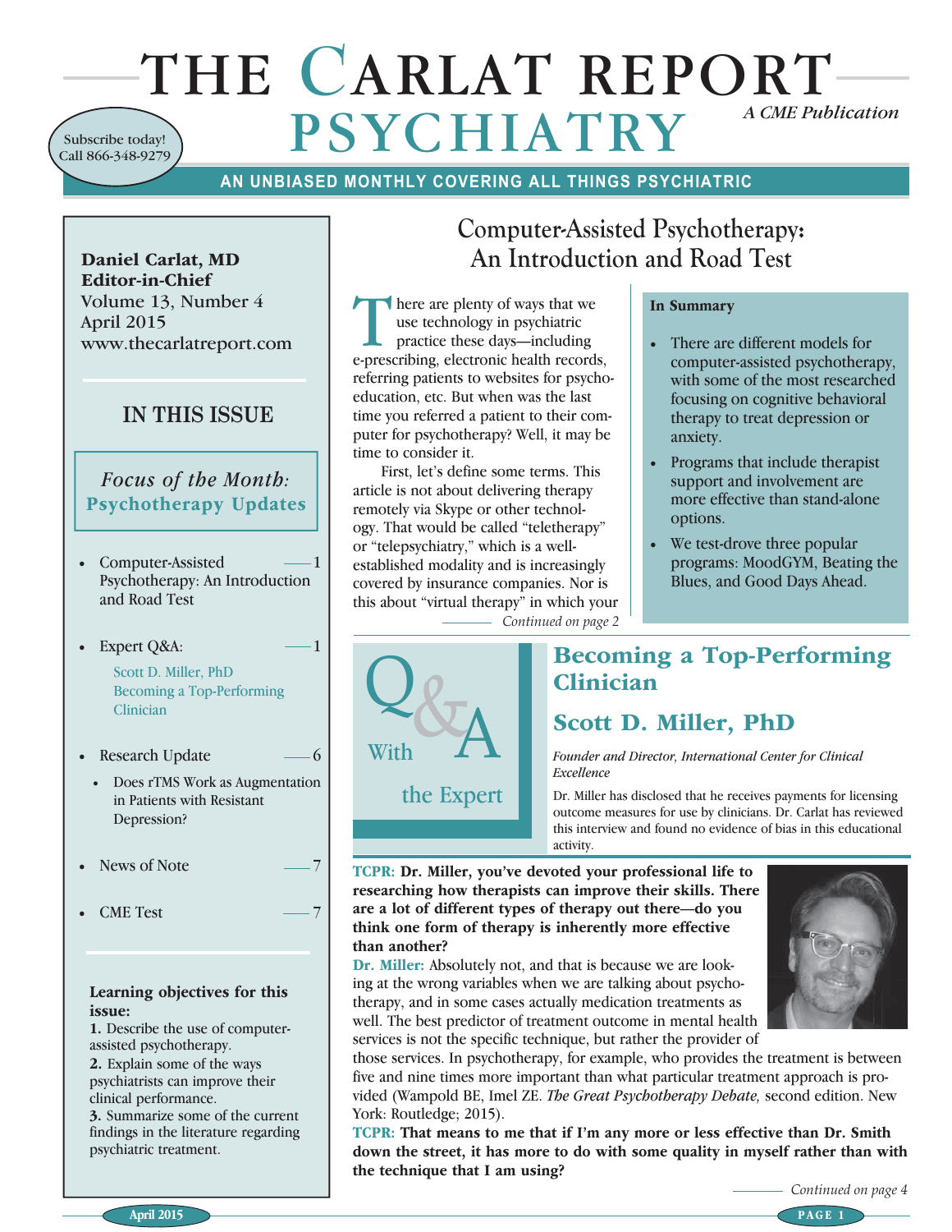# THE CARLAT REPORT PSYCHIATRY

*A CME Publication*

Subscribe today! Call 866-348-9279

AN UNBIASED MONTHLY COVERING ALL THINGS PSYCHIATRIC

**Daniel Carlat, MD**
**Editor-in-Chief**
Volume 13, Number 4
April 2015
www.thecarlatreport.com

## IN THIS ISSUE

*Focus of the Month:* **Psychotherapy Updates**

- Computer-Assisted Psychotherapy: An Introduction and Road Test — 1
- Expert Q&A: — 1
  Scott D. Miller, PhD
  Becoming a Top-Performing Clinician
- Research Update — 6
  - Does rTMS Work as Augmentation in Patients with Resistant Depression?
- News of Note — 7
- CME Test — 7

**Learning objectives for this issue:**
**1.** Describe the use of computer-assisted psychotherapy.
**2.** Explain some of the ways psychiatrists can improve their clinical performance.
**3.** Summarize some of the current findings in the literature regarding psychiatric treatment.

## Computer-Assisted Psychotherapy: An Introduction and Road Test

There are plenty of ways that we use technology in psychiatric practice these days—including e-prescribing, electronic health records, referring patients to websites for psychoeducation, etc. But when was the last time you referred a patient to their computer for psychotherapy? Well, it may be time to consider it.

First, let's define some terms. This article is not about delivering therapy remotely via Skype or other technology. That would be called "teletherapy" or "telepsychiatry," which is a well-established modality and is increasingly covered by insurance companies. Nor is this about "virtual therapy" in which your

*Continued on page 2*

**In Summary**

- There are different models for computer-assisted psychotherapy, with some of the most researched focusing on cognitive behavioral therapy to treat depression or anxiety.
- Programs that include therapist support and involvement are more effective than stand-alone options.
- We test-drove three popular programs: MoodGYM, Beating the Blues, and Good Days Ahead.

Q&A With the Expert

## Becoming a Top-Performing Clinician

## Scott D. Miller, PhD

*Founder and Director, International Center for Clinical Excellence*

Dr. Miller has disclosed that he receives payments for licensing outcome measures for use by clinicians. Dr. Carlat has reviewed this interview and found no evidence of bias in this educational activity.

**TCPR: Dr. Miller, you've devoted your professional life to researching how therapists can improve their skills. There are a lot of different types of therapy out there—do you think one form of therapy is inherently more effective than another?**

**Dr. Miller:** Absolutely not, and that is because we are looking at the wrong variables when we are talking about psychotherapy, and in some cases actually medication treatments as well. The best predictor of treatment outcome in mental health services is not the specific technique, but rather the provider of those services. In psychotherapy, for example, who provides the treatment is between five and nine times more important than what particular treatment approach is provided (Wampold BE, Imel ZE. *The Great Psychotherapy Debate,* second edition. New York: Routledge; 2015).

**TCPR: That means to me that if I'm any more or less effective than Dr. Smith down the street, it has more to do with some quality in myself rather than with the technique that I am using?**

*Continued on page 4*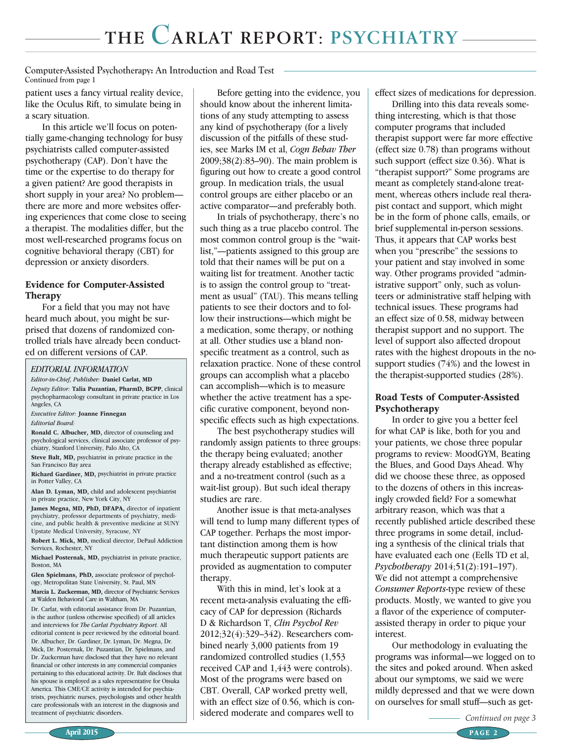Computer-Assisted Psychotherapy: An Introduction and Road Test
Continued from page 1

patient uses a fancy virtual reality device, like the Oculus Rift, to simulate being in a scary situation.

In this article we'll focus on potentially game-changing technology for busy psychiatrists called computer-assisted psychotherapy (CAP). Don't have the time or the expertise to do therapy for a given patient? Are good therapists in short supply in your area? No problem—there are more and more websites offering experiences that come close to seeing a therapist. The modalities differ, but the most well-researched programs focus on cognitive behavioral therapy (CBT) for depression or anxiety disorders.

### Evidence for Computer-Assisted Therapy

For a field that you may not have heard much about, you might be surprised that dozens of randomized controlled trials have already been conducted on different versions of CAP.

Before getting into the evidence, you should know about the inherent limitations of any study attempting to assess any kind of psychotherapy (for a lively discussion of the pitfalls of these studies, see Marks IM et al, *Cogn Behav Ther* 2009;38(2):83–90). The main problem is figuring out how to create a good control group. In medication trials, the usual control groups are either placebo or an active comparator—and preferably both.

In trials of psychotherapy, there's no such thing as a true placebo control. The most common control group is the "waitlist,"—patients assigned to this group are told that their names will be put on a waiting list for treatment. Another tactic is to assign the control group to "treatment as usual" (TAU). This means telling patients to see their doctors and to follow their instructions—which might be a medication, some therapy, or nothing at all. Other studies use a bland nonspecific treatment as a control, such as relaxation practice. None of these control groups can accomplish what a placebo can accomplish—which is to measure whether the active treatment has a specific curative component, beyond nonspecific effects such as high expectations.

The best psychotherapy studies will randomly assign patients to three groups: the therapy being evaluated; another therapy already established as effective; and a no-treatment control (such as a wait-list group). But such ideal therapy studies are rare.

Another issue is that meta-analyses will tend to lump many different types of CAP together. Perhaps the most important distinction among them is how much therapeutic support patients are provided as augmentation to computer therapy.

With this in mind, let's look at a recent meta-analysis evaluating the efficacy of CAP for depression (Richards D & Richardson T, *Clin Psychol Rev* 2012;32(4):329–342). Researchers combined nearly 3,000 patients from 19 randomized controlled studies (1,553 received CAP and 1,443 were controls). Most of the programs were based on CBT. Overall, CAP worked pretty well, with an effect size of 0.56, which is considered moderate and compares well to effect sizes of medications for depression.

Drilling into this data reveals something interesting, which is that those computer programs that included therapist support were far more effective (effect size 0.78) than programs without such support (effect size 0.36). What is "therapist support?" Some programs are meant as completely stand-alone treatment, whereas others include real therapist contact and support, which might be in the form of phone calls, emails, or brief supplemental in-person sessions. Thus, it appears that CAP works best when you "prescribe" the sessions to your patient and stay involved in some way. Other programs provided "administrative support" only, such as volunteers or administrative staff helping with technical issues. These programs had an effect size of 0.58, midway between therapist support and no support. The level of support also affected dropout rates with the highest dropouts in the no-support studies (74%) and the lowest in the therapist-supported studies (28%).

### Road Tests of Computer-Assisted Psychotherapy

In order to give you a better feel for what CAP is like, both for you and your patients, we chose three popular programs to review: MoodGYM, Beating the Blues, and Good Days Ahead. Why did we choose these three, as opposed to the dozens of others in this increasingly crowded field? For a somewhat arbitrary reason, which was that a recently published article described these three programs in some detail, including a synthesis of the clinical trials that have evaluated each one (Eells TD et al, *Psychotherapy* 2014;51(2):191–197). We did not attempt a comprehensive *Consumer Reports*-type review of these products. Mostly, we wanted to give you a flavor of the experience of computer-assisted therapy in order to pique your interest.

Our methodology in evaluating the programs was informal—we logged on to the sites and poked around. When asked about our symptoms, we said we were mildly depressed and that we were down on ourselves for small stuff—such as get-

Continued on page 3

---

*EDITORIAL INFORMATION*

*Editor-in-Chief, Publisher:* **Daniel Carlat, MD**

*Deputy Editor:* **Talia Puzantian, PharmD, BCPP**, clinical psychopharmacology consultant in private practice in Los Angeles, CA

*Executive Editor:* **Joanne Finnegan**

*Editorial Board:*

**Ronald C. Albucher, MD,** director of counseling and psychological services, clinical associate professor of psychiatry, Stanford University, Palo Alto, CA

**Steve Balt, MD,** psychiatrist in private practice in the San Francisco Bay area

**Richard Gardiner, MD,** psychiatrist in private practice in Potter Valley, CA

**Alan D. Lyman, MD,** child and adolescent psychiatrist in private practice, New York City, NY

**James Megna, MD, PhD, DFAPA,** director of inpatient psychiatry, professor departments of psychiatry, medicine, and public health & preventive medicine at SUNY Upstate Medical University, Syracuse, NY

**Robert L. Mick, MD,** medical director, DePaul Addiction Services, Rochester, NY

**Michael Posternak, MD,** psychiatrist in private practice, Boston, MA

**Glen Spielmans, PhD,** associate professor of psychology, Metropolitan State University, St. Paul, MN

**Marcia L. Zuckerman, MD,** director of Psychiatric Services at Walden Behavioral Care in Waltham, MA

Dr. Carlat, with editorial assistance from Dr. Puzantian, is the author (unless otherwise specified) of all articles and interviews for *The Carlat Psychiatry Report.* All editorial content is peer reviewed by the editorial board. Dr. Albucher, Dr. Gardiner, Dr. Lyman, Dr. Megna, Dr. Mick, Dr. Posternak, Dr. Puzantian, Dr. Spielmans, and Dr. Zuckerman have disclosed that they have no relevant financial or other interests in any commercial companies pertaining to this educational activity. Dr. Balt discloses that his spouse is employed as a sales representative for Otsuka America. This CME/CE activity is intended for psychiatrists, psychiatric nurses, psychologists and other health care professionals with an interest in the diagnosis and treatment of psychiatric disorders.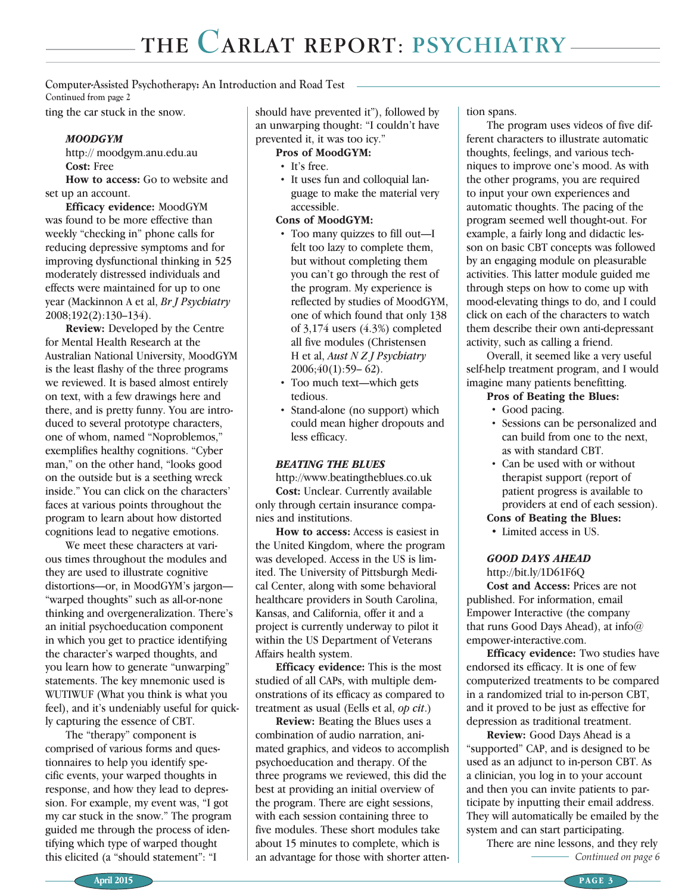Computer-Assisted Psychotherapy: An Introduction and Road Test
Continued from page 2

ting the car stuck in the snow.

### *MOODGYM*

http:// moodgym.anu.edu.au

**Cost:** Free

**How to access:** Go to website and set up an account.

**Efficacy evidence:** MoodGYM was found to be more effective than weekly "checking in" phone calls for reducing depressive symptoms and for improving dysfunctional thinking in 525 moderately distressed individuals and effects were maintained for up to one year (Mackinnon A et al, *Br J Psychiatry* 2008;192(2):130–134).

**Review:** Developed by the Centre for Mental Health Research at the Australian National University, MoodGYM is the least flashy of the three programs we reviewed. It is based almost entirely on text, with a few drawings here and there, and is pretty funny. You are introduced to several prototype characters, one of whom, named "Noproblemos," exemplifies healthy cognitions. "Cyber man," on the other hand, "looks good on the outside but is a seething wreck inside." You can click on the characters' faces at various points throughout the program to learn about how distorted cognitions lead to negative emotions.

We meet these characters at various times throughout the modules and they are used to illustrate cognitive distortions—or, in MoodGYM's jargon—"warped thoughts" such as all-or-none thinking and overgeneralization. There's an initial psychoeducation component in which you get to practice identifying the character's warped thoughts, and you learn how to generate "unwarping" statements. The key mnemonic used is WUTIWUF (What you think is what you feel), and it's undeniably useful for quickly capturing the essence of CBT.

The "therapy" component is comprised of various forms and questionnaires to help you identify specific events, your warped thoughts in response, and how they lead to depression. For example, my event was, "I got my car stuck in the snow." The program guided me through the process of identifying which type of warped thought this elicited (a "should statement": "I should have prevented it"), followed by an unwarping thought: "I couldn't have prevented it, it was too icy."

**Pros of MoodGYM:**

- It's free.
- It uses fun and colloquial language to make the material very accessible.

**Cons of MoodGYM:**

- Too many quizzes to fill out—I felt too lazy to complete them, but without completing them you can't go through the rest of the program. My experience is reflected by studies of MoodGYM, one of which found that only 138 of 3,174 users (4.3%) completed all five modules (Christensen H et al, *Aust N Z J Psychiatry* 2006;40(1):59– 62).
- Too much text—which gets tedious.
- Stand-alone (no support) which could mean higher dropouts and less efficacy.

### *BEATING THE BLUES*

http://www.beatingtheblues.co.uk

**Cost:** Unclear. Currently available only through certain insurance companies and institutions.

**How to access:** Access is easiest in the United Kingdom, where the program was developed. Access in the US is limited. The University of Pittsburgh Medical Center, along with some behavioral healthcare providers in South Carolina, Kansas, and California, offer it and a project is currently underway to pilot it within the US Department of Veterans Affairs health system.

**Efficacy evidence:** This is the most studied of all CAPs, with multiple demonstrations of its efficacy as compared to treatment as usual (Eells et al, *op cit*.)

**Review:** Beating the Blues uses a combination of audio narration, animated graphics, and videos to accomplish psychoeducation and therapy. Of the three programs we reviewed, this did the best at providing an initial overview of the program. There are eight sessions, with each session containing three to five modules. These short modules take about 15 minutes to complete, which is an advantage for those with shorter attention spans.

The program uses videos of five different characters to illustrate automatic thoughts, feelings, and various techniques to improve one's mood. As with the other programs, you are required to input your own experiences and automatic thoughts. The pacing of the program seemed well thought-out. For example, a fairly long and didactic lesson on basic CBT concepts was followed by an engaging module on pleasurable activities. This latter module guided me through steps on how to come up with mood-elevating things to do, and I could click on each of the characters to watch them describe their own anti-depressant activity, such as calling a friend.

Overall, it seemed like a very useful self-help treatment program, and I would imagine many patients benefitting.

**Pros of Beating the Blues:**

- Good pacing.
- Sessions can be personalized and can build from one to the next, as with standard CBT.
- Can be used with or without therapist support (report of patient progress is available to providers at end of each session).

**Cons of Beating the Blues:**

- Limited access in US.

### *GOOD DAYS AHEAD*

http://bit.ly/1D61F6Q

**Cost and Access:** Prices are not published. For information, email Empower Interactive (the company that runs Good Days Ahead), at info@empower-interactive.com.

**Efficacy evidence:** Two studies have endorsed its efficacy. It is one of few computerized treatments to be compared in a randomized trial to in-person CBT, and it proved to be just as effective for depression as traditional treatment.

**Review:** Good Days Ahead is a "supported" CAP, and is designed to be used as an adjunct to in-person CBT. As a clinician, you log in to your account and then you can invite patients to participate by inputting their email address. They will automatically be emailed by the system and can start participating.

There are nine lessons, and they rely

*Continued on page 6*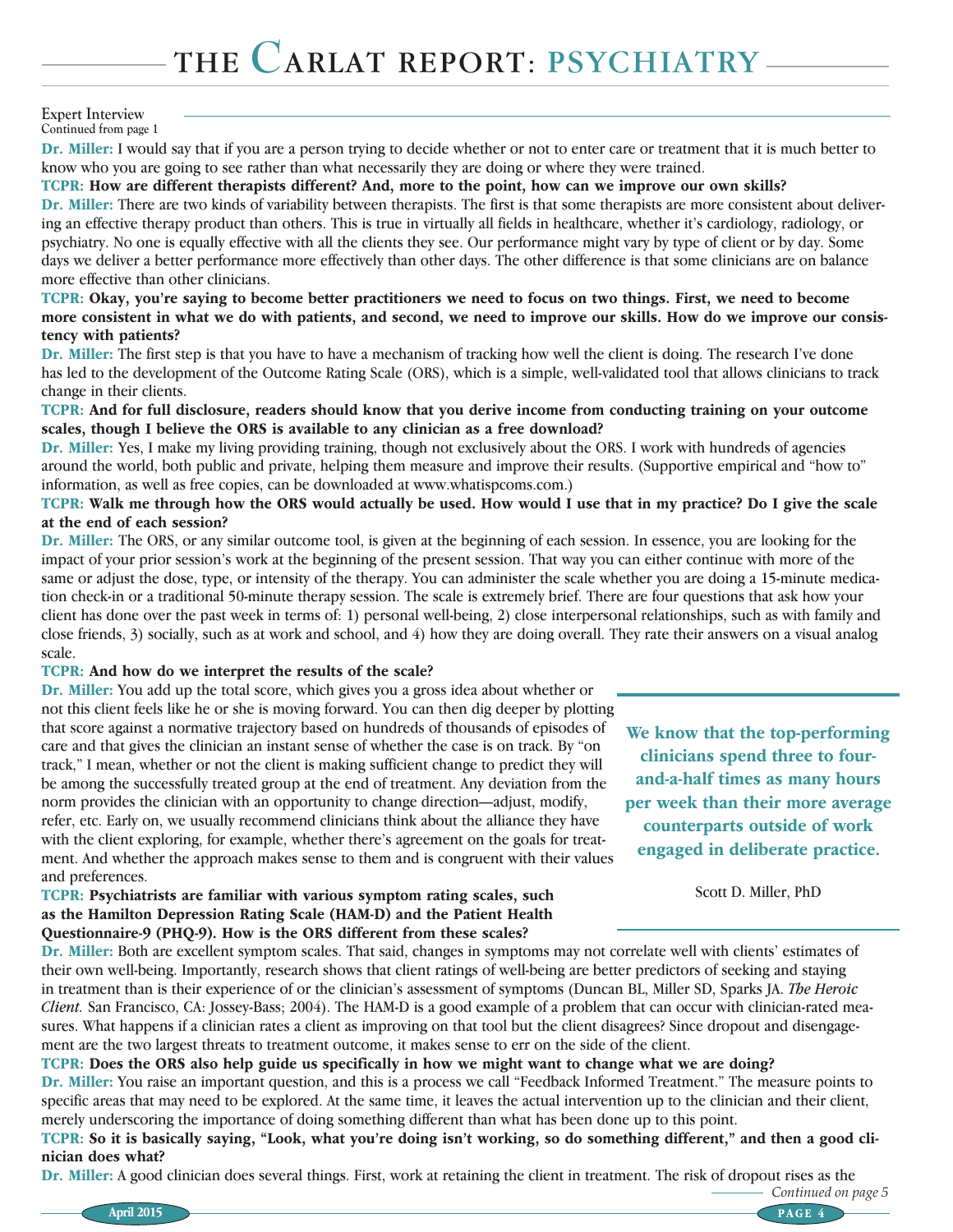Expert Interview
Continued from page 1

**Dr. Miller:** I would say that if you are a person trying to decide whether or not to enter care or treatment that it is much better to know who you are going to see rather than what necessarily they are doing or where they were trained.

**TCPR: How are different therapists different? And, more to the point, how can we improve our own skills?**

**Dr. Miller:** There are two kinds of variability between therapists. The first is that some therapists are more consistent about delivering an effective therapy product than others. This is true in virtually all fields in healthcare, whether it's cardiology, radiology, or psychiatry. No one is equally effective with all the clients they see. Our performance might vary by type of client or by day. Some days we deliver a better performance more effectively than other days. The other difference is that some clinicians are on balance more effective than other clinicians.

**TCPR: Okay, you're saying to become better practitioners we need to focus on two things. First, we need to become more consistent in what we do with patients, and second, we need to improve our skills. How do we improve our consistency with patients?**

**Dr. Miller:** The first step is that you have to have a mechanism of tracking how well the client is doing. The research I've done has led to the development of the Outcome Rating Scale (ORS), which is a simple, well-validated tool that allows clinicians to track change in their clients.

**TCPR: And for full disclosure, readers should know that you derive income from conducting training on your outcome scales, though I believe the ORS is available to any clinician as a free download?**

**Dr. Miller:** Yes, I make my living providing training, though not exclusively about the ORS. I work with hundreds of agencies around the world, both public and private, helping them measure and improve their results. (Supportive empirical and "how to" information, as well as free copies, can be downloaded at www.whatispcoms.com.)

**TCPR: Walk me through how the ORS would actually be used. How would I use that in my practice? Do I give the scale at the end of each session?**

**Dr. Miller:** The ORS, or any similar outcome tool, is given at the beginning of each session. In essence, you are looking for the impact of your prior session's work at the beginning of the present session. That way you can either continue with more of the same or adjust the dose, type, or intensity of the therapy. You can administer the scale whether you are doing a 15-minute medication check-in or a traditional 50-minute therapy session. The scale is extremely brief. There are four questions that ask how your client has done over the past week in terms of: 1) personal well-being, 2) close interpersonal relationships, such as with family and close friends, 3) socially, such as at work and school, and 4) how they are doing overall. They rate their answers on a visual analog scale.

**TCPR: And how do we interpret the results of the scale?**

**Dr. Miller:** You add up the total score, which gives you a gross idea about whether or not this client feels like he or she is moving forward. You can then dig deeper by plotting that score against a normative trajectory based on hundreds of thousands of episodes of care and that gives the clinician an instant sense of whether the case is on track. By "on track," I mean, whether or not the client is making sufficient change to predict they will be among the successfully treated group at the end of treatment. Any deviation from the norm provides the clinician with an opportunity to change direction—adjust, modify, refer, etc. Early on, we usually recommend clinicians think about the alliance they have with the client exploring, for example, whether there's agreement on the goals for treatment. And whether the approach makes sense to them and is congruent with their values and preferences.

> **We know that the top-performing clinicians spend three to four-and-a-half times as many hours per week than their more average counterparts outside of work engaged in deliberate practice.**
>
> Scott D. Miller, PhD

**TCPR: Psychiatrists are familiar with various symptom rating scales, such as the Hamilton Depression Rating Scale (HAM-D) and the Patient Health Questionnaire-9 (PHQ-9). How is the ORS different from these scales?**

**Dr. Miller:** Both are excellent symptom scales. That said, changes in symptoms may not correlate well with clients' estimates of their own well-being. Importantly, research shows that client ratings of well-being are better predictors of seeking and staying in treatment than is their experience of or the clinician's assessment of symptoms (Duncan BL, Miller SD, Sparks JA. *The Heroic Client.* San Francisco, CA: Jossey-Bass; 2004). The HAM-D is a good example of a problem that can occur with clinician-rated measures. What happens if a clinician rates a client as improving on that tool but the client disagrees? Since dropout and disengagement are the two largest threats to treatment outcome, it makes sense to err on the side of the client.

**TCPR: Does the ORS also help guide us specifically in how we might want to change what we are doing?**

**Dr. Miller:** You raise an important question, and this is a process we call "Feedback Informed Treatment." The measure points to specific areas that may need to be explored. At the same time, it leaves the actual intervention up to the clinician and their client, merely underscoring the importance of doing something different than what has been done up to this point.

**TCPR: So it is basically saying, "Look, what you're doing isn't working, so do something different," and then a good clinician does what?**

**Dr. Miller:** A good clinician does several things. First, work at retaining the client in treatment. The risk of dropout rises as the

*Continued on page 5*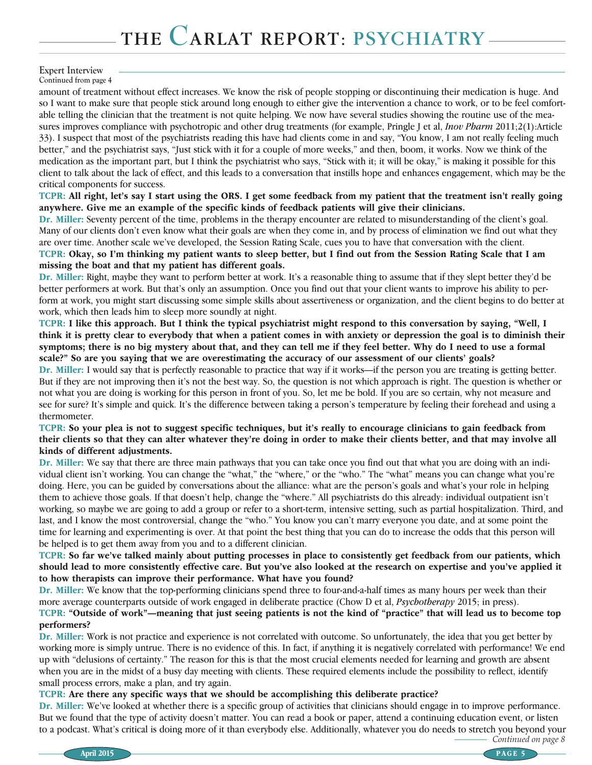Expert Interview
Continued from page 4

amount of treatment without effect increases. We know the risk of people stopping or discontinuing their medication is huge. And so I want to make sure that people stick around long enough to either give the intervention a chance to work, or to be feel comfortable telling the clinician that the treatment is not quite helping. We now have several studies showing the routine use of the measures improves compliance with psychotropic and other drug treatments (for example, Pringle J et al, *Inov Pharm* 2011;2(1):Article 33). I suspect that most of the psychiatrists reading this have had clients come in and say, "You know, I am not really feeling much better," and the psychiatrist says, "Just stick with it for a couple of more weeks," and then, boom, it works. Now we think of the medication as the important part, but I think the psychiatrist who says, "Stick with it; it will be okay," is making it possible for this client to talk about the lack of effect, and this leads to a conversation that instills hope and enhances engagement, which may be the critical components for success.

**TCPR: All right, let's say I start using the ORS. I get some feedback from my patient that the treatment isn't really going anywhere. Give me an example of the specific kinds of feedback patients will give their clinicians.**

**Dr. Miller:** Seventy percent of the time, problems in the therapy encounter are related to misunderstanding of the client's goal. Many of our clients don't even know what their goals are when they come in, and by process of elimination we find out what they are over time. Another scale we've developed, the Session Rating Scale, cues you to have that conversation with the client.

**TCPR: Okay, so I'm thinking my patient wants to sleep better, but I find out from the Session Rating Scale that I am missing the boat and that my patient has different goals.**

**Dr. Miller:** Right, maybe they want to perform better at work. It's a reasonable thing to assume that if they slept better they'd be better performers at work. But that's only an assumption. Once you find out that your client wants to improve his ability to perform at work, you might start discussing some simple skills about assertiveness or organization, and the client begins to do better at work, which then leads him to sleep more soundly at night.

**TCPR: I like this approach. But I think the typical psychiatrist might respond to this conversation by saying, "Well, I think it is pretty clear to everybody that when a patient comes in with anxiety or depression the goal is to diminish their symptoms; there is no big mystery about that, and they can tell me if they feel better. Why do I need to use a formal scale?" So are you saying that we are overestimating the accuracy of our assessment of our clients' goals?**

**Dr. Miller:** I would say that is perfectly reasonable to practice that way if it works—if the person you are treating is getting better. But if they are not improving then it's not the best way. So, the question is not which approach is right. The question is whether or not what you are doing is working for this person in front of you. So, let me be bold. If you are so certain, why not measure and see for sure? It's simple and quick. It's the difference between taking a person's temperature by feeling their forehead and using a thermometer.

**TCPR: So your plea is not to suggest specific techniques, but it's really to encourage clinicians to gain feedback from their clients so that they can alter whatever they're doing in order to make their clients better, and that may involve all kinds of different adjustments.**

**Dr. Miller:** We say that there are three main pathways that you can take once you find out that what you are doing with an individual client isn't working. You can change the "what," the "where," or the "who." The "what" means you can change what you're doing. Here, you can be guided by conversations about the alliance: what are the person's goals and what's your role in helping them to achieve those goals. If that doesn't help, change the "where." All psychiatrists do this already: individual outpatient isn't working, so maybe we are going to add a group or refer to a short-term, intensive setting, such as partial hospitalization. Third, and last, and I know the most controversial, change the "who." You know you can't marry everyone you date, and at some point the time for learning and experimenting is over. At that point the best thing that you can do to increase the odds that this person will be helped is to get them away from you and to a different clinician.

**TCPR: So far we've talked mainly about putting processes in place to consistently get feedback from our patients, which should lead to more consistently effective care. But you've also looked at the research on expertise and you've applied it to how therapists can improve their performance. What have you found?**

**Dr. Miller:** We know that the top-performing clinicians spend three to four-and-a-half times as many hours per week than their more average counterparts outside of work engaged in deliberate practice (Chow D et al, *Psychotherapy* 2015; in press).

**TCPR: "Outside of work"—meaning that just seeing patients is not the kind of "practice" that will lead us to become top performers?**

**Dr. Miller:** Work is not practice and experience is not correlated with outcome. So unfortunately, the idea that you get better by working more is simply untrue. There is no evidence of this. In fact, if anything it is negatively correlated with performance! We end up with "delusions of certainty." The reason for this is that the most crucial elements needed for learning and growth are absent when you are in the midst of a busy day meeting with clients. These required elements include the possibility to reflect, identify small process errors, make a plan, and try again.

**TCPR: Are there any specific ways that we should be accomplishing this deliberate practice?**

**Dr. Miller:** We've looked at whether there is a specific group of activities that clinicians should engage in to improve performance. But we found that the type of activity doesn't matter. You can read a book or paper, attend a continuing education event, or listen to a podcast. What's critical is doing more of it than everybody else. Additionally, whatever you do needs to stretch you beyond your

*Continued on page 8*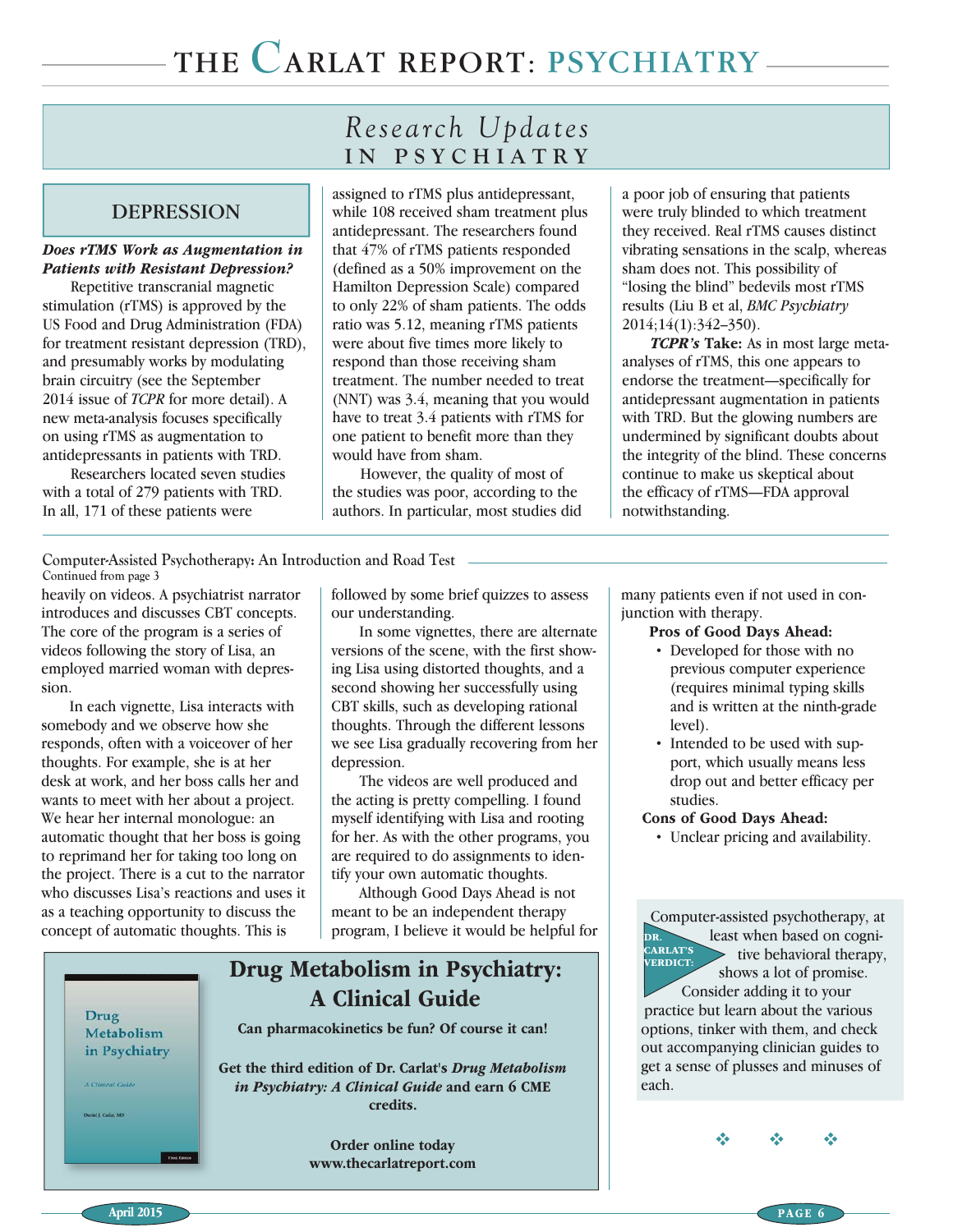# Research Updates IN PSYCHIATRY

## DEPRESSION

***Does rTMS Work as Augmentation in Patients with Resistant Depression?***

Repetitive transcranial magnetic stimulation (rTMS) is approved by the US Food and Drug Administration (FDA) for treatment resistant depression (TRD), and presumably works by modulating brain circuitry (see the September 2014 issue of *TCPR* for more detail). A new meta-analysis focuses specifically on using rTMS as augmentation to antidepressants in patients with TRD.

Researchers located seven studies with a total of 279 patients with TRD. In all, 171 of these patients were assigned to rTMS plus antidepressant, while 108 received sham treatment plus antidepressant. The researchers found that 47% of rTMS patients responded (defined as a 50% improvement on the Hamilton Depression Scale) compared to only 22% of sham patients. The odds ratio was 5.12, meaning rTMS patients were about five times more likely to respond than those receiving sham treatment. The number needed to treat (NNT) was 3.4, meaning that you would have to treat 3.4 patients with rTMS for one patient to benefit more than they would have from sham.

However, the quality of most of the studies was poor, according to the authors. In particular, most studies did a poor job of ensuring that patients were truly blinded to which treatment they received. Real rTMS causes distinct vibrating sensations in the scalp, whereas sham does not. This possibility of "losing the blind" bedevils most rTMS results (Liu B et al, *BMC Psychiatry* 2014;14(1):342–350).

***TCPR's* Take:** As in most large meta-analyses of rTMS, this one appears to endorse the treatment—specifically for antidepressant augmentation in patients with TRD. But the glowing numbers are undermined by significant doubts about the integrity of the blind. These concerns continue to make us skeptical about the efficacy of rTMS—FDA approval notwithstanding.

---

Computer-Assisted Psychotherapy: An Introduction and Road Test
Continued from page 3

heavily on videos. A psychiatrist narrator introduces and discusses CBT concepts. The core of the program is a series of videos following the story of Lisa, an employed married woman with depression.

In each vignette, Lisa interacts with somebody and we observe how she responds, often with a voiceover of her thoughts. For example, she is at her desk at work, and her boss calls her and wants to meet with her about a project. We hear her internal monologue: an automatic thought that her boss is going to reprimand her for taking too long on the project. There is a cut to the narrator who discusses Lisa's reactions and uses it as a teaching opportunity to discuss the concept of automatic thoughts. This is followed by some brief quizzes to assess our understanding.

In some vignettes, there are alternate versions of the scene, with the first showing Lisa using distorted thoughts, and a second showing her successfully using CBT skills, such as developing rational thoughts. Through the different lessons we see Lisa gradually recovering from her depression.

The videos are well produced and the acting is pretty compelling. I found myself identifying with Lisa and rooting for her. As with the other programs, you are required to do assignments to identify your own automatic thoughts.

Although Good Days Ahead is not meant to be an independent therapy program, I believe it would be helpful for many patients even if not used in conjunction with therapy.

**Pros of Good Days Ahead:**

- Developed for those with no previous computer experience (requires minimal typing skills and is written at the ninth-grade level).
- Intended to be used with support, which usually means less drop out and better efficacy per studies.

**Cons of Good Days Ahead:**

- Unclear pricing and availability.

**DR. CARLAT'S VERDICT:** Computer-assisted psychotherapy, at least when based on cognitive behavioral therapy, shows a lot of promise. Consider adding it to your practice but learn about the various options, tinker with them, and check out accompanying clinician guides to get a sense of plusses and minuses of each.

---

**Drug Metabolism in Psychiatry: A Clinical Guide**

**Can pharmacokinetics be fun? Of course it can!**

**Get the third edition of Dr. Carlat's *Drug Metabolism in Psychiatry: A Clinical Guide* and earn 6 CME credits.**

**Order online today**
**www.thecarlatreport.com**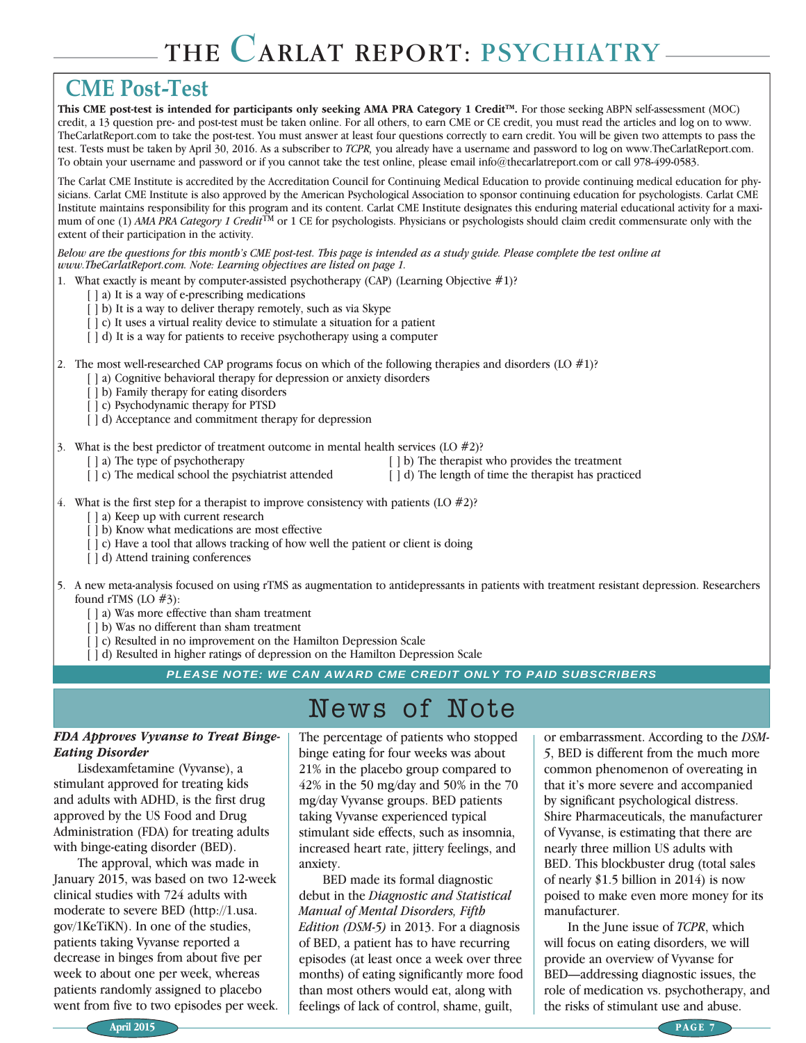## CME Post-Test

**This CME post-test is intended for participants only seeking AMA PRA Category 1 Credit™.** For those seeking ABPN self-assessment (MOC) credit, a 13 question pre- and post-test must be taken online. For all others, to earn CME or CE credit, you must read the articles and log on to www.TheCarlatReport.com to take the post-test. You must answer at least four questions correctly to earn credit. You will be given two attempts to pass the test. Tests must be taken by April 30, 2016. As a subscriber to *TCPR*, you already have a username and password to log on www.TheCarlatReport.com. To obtain your username and password or if you cannot take the test online, please email info@thecarlatreport.com or call 978-499-0583.

The Carlat CME Institute is accredited by the Accreditation Council for Continuing Medical Education to provide continuing medical education for physicians. Carlat CME Institute is also approved by the American Psychological Association to sponsor continuing education for psychologists. Carlat CME Institute maintains responsibility for this program and its content. Carlat CME Institute designates this enduring material educational activity for a maximum of one (1) *AMA PRA Category 1 Credit*™ or 1 CE for psychologists. Physicians or psychologists should claim credit commensurate only with the extent of their participation in the activity.

*Below are the questions for this month's CME post-test. This page is intended as a study guide. Please complete the test online at www.TheCarlatReport.com. Note: Learning objectives are listed on page 1.*

1. What exactly is meant by computer-assisted psychotherapy (CAP) (Learning Objective #1)?
   - [ ] a) It is a way of e-prescribing medications
   - [ ] b) It is a way to deliver therapy remotely, such as via Skype
   - [ ] c) It uses a virtual reality device to stimulate a situation for a patient
   - [ ] d) It is a way for patients to receive psychotherapy using a computer

2. The most well-researched CAP programs focus on which of the following therapies and disorders (LO #1)?
   - [ ] a) Cognitive behavioral therapy for depression or anxiety disorders
   - [ ] b) Family therapy for eating disorders
   - [ ] c) Psychodynamic therapy for PTSD
   - [ ] d) Acceptance and commitment therapy for depression

3. What is the best predictor of treatment outcome in mental health services (LO #2)?
   - [ ] a) The type of psychotherapy
   - [ ] b) The therapist who provides the treatment
   - [ ] c) The medical school the psychiatrist attended
   - [ ] d) The length of time the therapist has practiced

4. What is the first step for a therapist to improve consistency with patients (LO #2)?
   - [ ] a) Keep up with current research
   - [ ] b) Know what medications are most effective
   - [ ] c) Have a tool that allows tracking of how well the patient or client is doing
   - [ ] d) Attend training conferences

5. A new meta-analysis focused on using rTMS as augmentation to antidepressants in patients with treatment resistant depression. Researchers found rTMS (LO #3):
   - [ ] a) Was more effective than sham treatment
   - [ ] b) Was no different than sham treatment
   - [ ] c) Resulted in no improvement on the Hamilton Depression Scale
   - [ ] d) Resulted in higher ratings of depression on the Hamilton Depression Scale

**PLEASE NOTE: WE CAN AWARD CME CREDIT ONLY TO PAID SUBSCRIBERS**

## News of Note

### *FDA Approves Vyvanse to Treat Binge-Eating Disorder*

Lisdexamfetamine (Vyvanse), a stimulant approved for treating kids and adults with ADHD, is the first drug approved by the US Food and Drug Administration (FDA) for treating adults with binge-eating disorder (BED).

The approval, which was made in January 2015, was based on two 12-week clinical studies with 724 adults with moderate to severe BED (http://1.usa.gov/1KeTiKN). In one of the studies, patients taking Vyvanse reported a decrease in binges from about five per week to about one per week, whereas patients randomly assigned to placebo went from five to two episodes per week. The percentage of patients who stopped binge eating for four weeks was about 21% in the placebo group compared to 42% in the 50 mg/day and 50% in the 70 mg/day Vyvanse groups. BED patients taking Vyvanse experienced typical stimulant side effects, such as insomnia, increased heart rate, jittery feelings, and anxiety.

BED made its formal diagnostic debut in the *Diagnostic and Statistical Manual of Mental Disorders, Fifth Edition (DSM-5)* in 2013. For a diagnosis of BED, a patient has to have recurring episodes (at least once a week over three months) of eating significantly more food than most others would eat, along with feelings of lack of control, shame, guilt, or embarrassment. According to the *DSM-5*, BED is different from the much more common phenomenon of overeating in that it's more severe and accompanied by significant psychological distress. Shire Pharmaceuticals, the manufacturer of Vyvanse, is estimating that there are nearly three million US adults with BED. This blockbuster drug (total sales of nearly $1.5 billion in 2014) is now poised to make even more money for its manufacturer.

In the June issue of *TCPR*, which will focus on eating disorders, we will provide an overview of Vyvanse for BED—addressing diagnostic issues, the role of medication vs. psychotherapy, and the risks of stimulant use and abuse.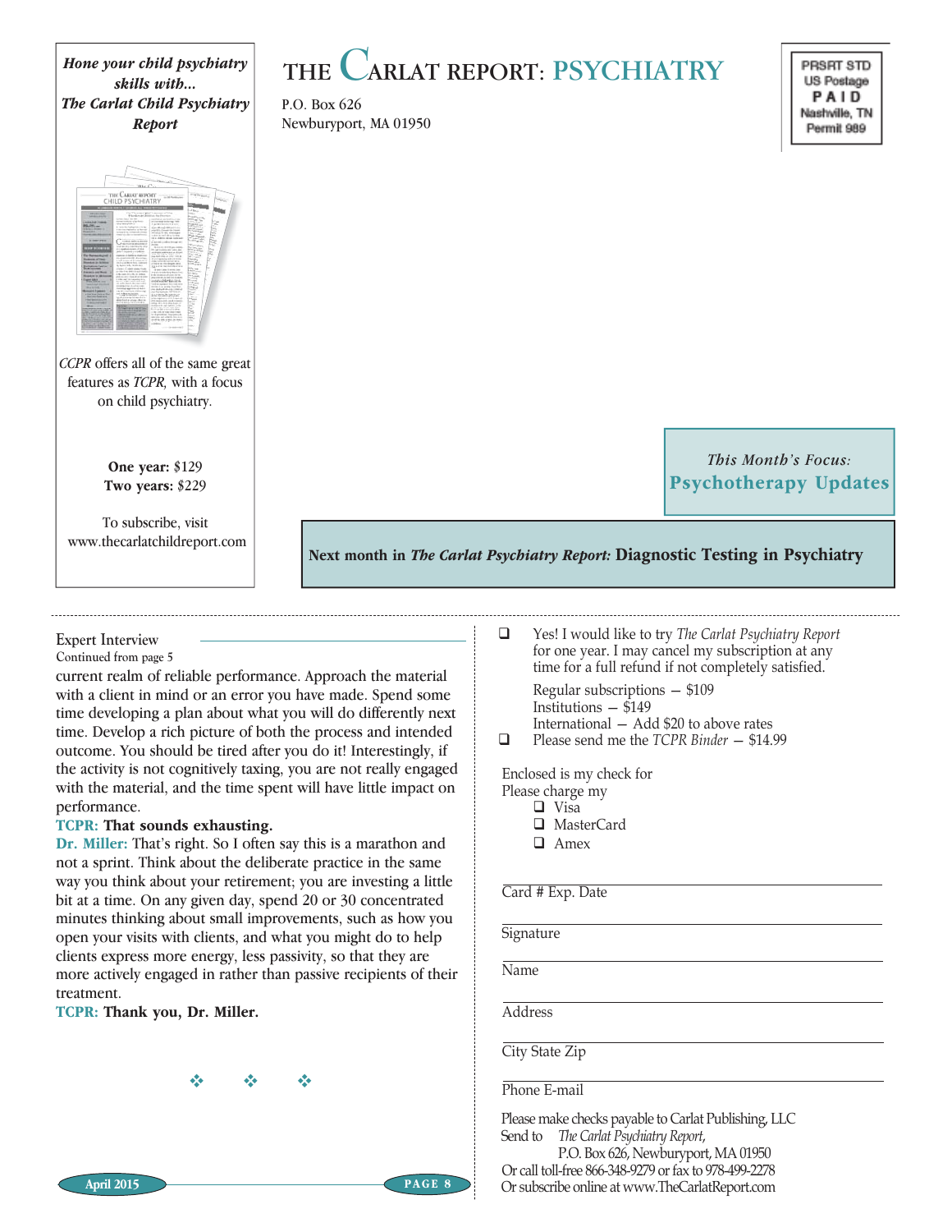*Hone your child psychiatry skills with... The Carlat Child Psychiatry Report*

*CCPR* offers all of the same great features as *TCPR,* with a focus on child psychiatry.

**One year:** $129
**Two years:** $229

To subscribe, visit www.thecarlatchildreport.com

# THE CARLAT REPORT: PSYCHIATRY

P.O. Box 626
Newburyport, MA 01950

PRSRT STD
US Postage
PAID
Nashville, TN
Permit 989

*This Month's Focus:*
**Psychotherapy Updates**

**Next month in *The Carlat Psychiatry Report:* Diagnostic Testing in Psychiatry**

---

Expert Interview
Continued from page 5

current realm of reliable performance. Approach the material with a client in mind or an error you have made. Spend some time developing a plan about what you will do differently next time. Develop a rich picture of both the process and intended outcome. You should be tired after you do it! Interestingly, if the activity is not cognitively taxing, you are not really engaged with the material, and the time spent will have little impact on performance.

**TCPR: That sounds exhausting.**

**Dr. Miller:** That's right. So I often say this is a marathon and not a sprint. Think about the deliberate practice in the same way you think about your retirement; you are investing a little bit at a time. On any given day, spend 20 or 30 concentrated minutes thinking about small improvements, such as how you open your visits with clients, and what you might do to help clients express more energy, less passivity, so that they are more actively engaged in rather than passive recipients of their treatment.

**TCPR: Thank you, Dr. Miller.**

❖ ❖ ❖

- ❑ Yes! I would like to try *The Carlat Psychiatry Report* for one year. I may cancel my subscription at any time for a full refund if not completely satisfied.

  Regular subscriptions — $109
  Institutions — $149
  International — Add $20 to above rates
- ❑ Please send me the *TCPR Binder* — $14.99

Enclosed is my check for
Please charge my
- ❑ Visa
- ❑ MasterCard
- ❑ Amex

Card # Exp. Date

Signature

Name

Address

City State Zip

Phone E-mail

Please make checks payable to Carlat Publishing, LLC
Send to *The Carlat Psychiatry Report,*
P.O. Box 626, Newburyport, MA 01950
Or call toll-free 866-348-9279 or fax to 978-499-2278
Or subscribe online at www.TheCarlatReport.com